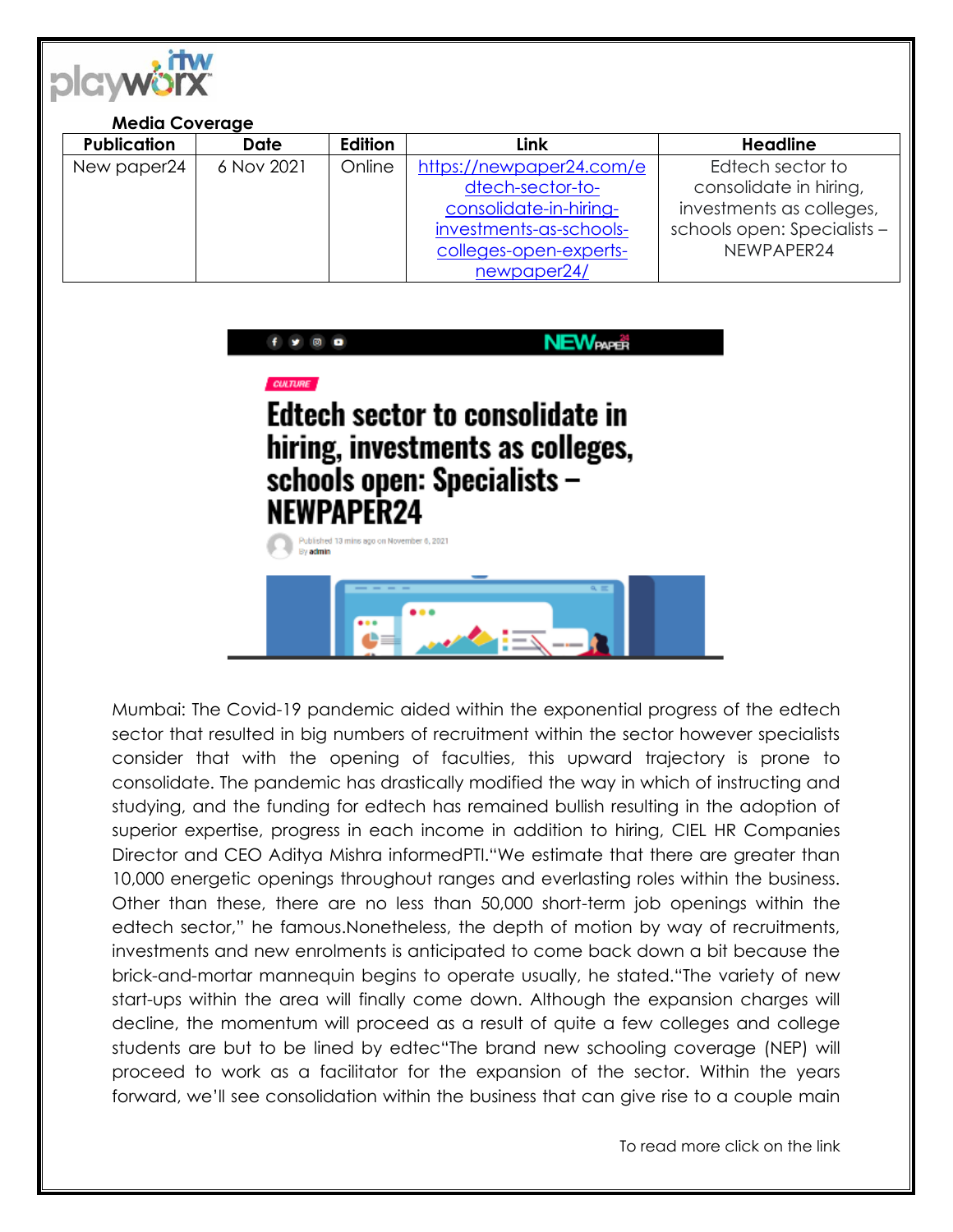**Media Coverage**

| Publication | Date | Edition | Link | Headline |
|---|---|---|---|---|
| New paper24 | 6 Nov 2021 | Online | https://newpaper24.com/edtech-sector-to-consolidate-in-hiring-investments-as-schools-colleges-open-experts-newpaper24/ | Edtech sector to consolidate in hiring, investments as colleges, schools open: Specialists – NEWPAPER24 |

CULTURE

# Edtech sector to consolidate in hiring, investments as colleges, schools open: Specialists – NEWPAPER24

Published 13 mins ago on November 6, 2021
By admin

Mumbai: The Covid-19 pandemic aided within the exponential progress of the edtech sector that resulted in big numbers of recruitment within the sector however specialists consider that with the opening of faculties, this upward trajectory is prone to consolidate. The pandemic has drastically modified the way in which of instructing and studying, and the funding for edtech has remained bullish resulting in the adoption of superior expertise, progress in each income in addition to hiring, CIEL HR Companies Director and CEO Aditya Mishra informedPTI."We estimate that there are greater than 10,000 energetic openings throughout ranges and everlasting roles within the business. Other than these, there are no less than 50,000 short-term job openings within the edtech sector," he famous.Nonetheless, the depth of motion by way of recruitments, investments and new enrolments is anticipated to come back down a bit because the brick-and-mortar mannequin begins to operate usually, he stated."The variety of new start-ups within the area will finally come down. Although the expansion charges will decline, the momentum will proceed as a result of quite a few colleges and college students are but to be lined by edtec"The brand new schooling coverage (NEP) will proceed to work as a facilitator for the expansion of the sector. Within the years forward, we'll see consolidation within the business that can give rise to a couple main

To read more click on the link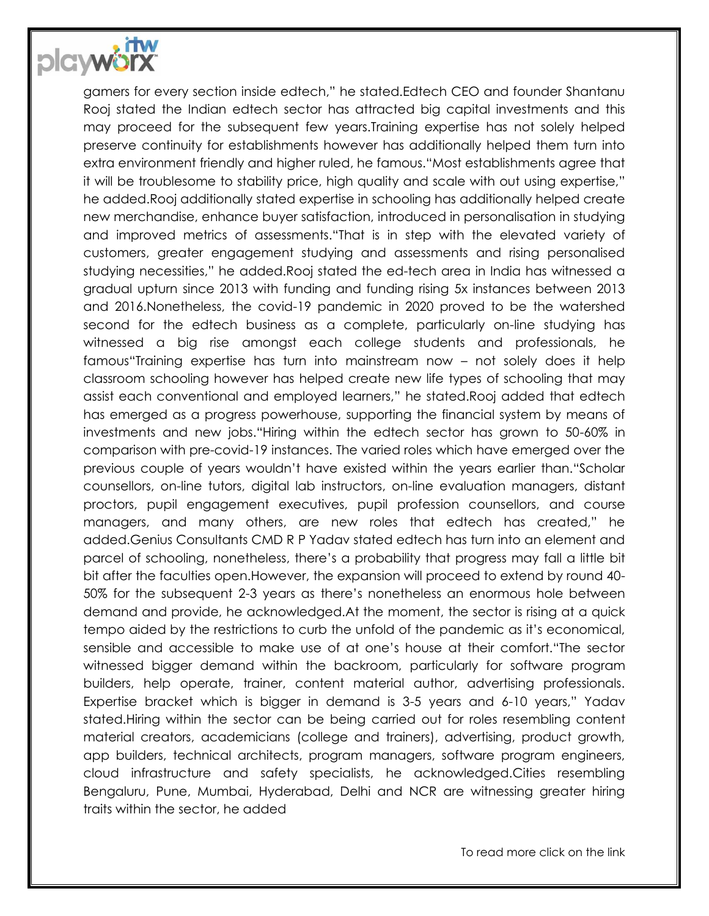gamers for every section inside edtech," he stated.Edtech CEO and founder Shantanu Rooj stated the Indian edtech sector has attracted big capital investments and this may proceed for the subsequent few years.Training expertise has not solely helped preserve continuity for establishments however has additionally helped them turn into extra environment friendly and higher ruled, he famous."Most establishments agree that it will be troublesome to stability price, high quality and scale with out using expertise," he added.Rooj additionally stated expertise in schooling has additionally helped create new merchandise, enhance buyer satisfaction, introduced in personalisation in studying and improved metrics of assessments."That is in step with the elevated variety of customers, greater engagement studying and assessments and rising personalised studying necessities," he added.Rooj stated the ed-tech area in India has witnessed a gradual upturn since 2013 with funding and funding rising 5x instances between 2013 and 2016.Nonetheless, the covid-19 pandemic in 2020 proved to be the watershed second for the edtech business as a complete, particularly on-line studying has witnessed a big rise amongst each college students and professionals, he famous"Training expertise has turn into mainstream now – not solely does it help classroom schooling however has helped create new life types of schooling that may assist each conventional and employed learners," he stated.Rooj added that edtech has emerged as a progress powerhouse, supporting the financial system by means of investments and new jobs."Hiring within the edtech sector has grown to 50-60% in comparison with pre-covid-19 instances. The varied roles which have emerged over the previous couple of years wouldn't have existed within the years earlier than."Scholar counsellors, on-line tutors, digital lab instructors, on-line evaluation managers, distant proctors, pupil engagement executives, pupil profession counsellors, and course managers, and many others, are new roles that edtech has created," he added.Genius Consultants CMD R P Yadav stated edtech has turn into an element and parcel of schooling, nonetheless, there's a probability that progress may fall a little bit bit after the faculties open.However, the expansion will proceed to extend by round 40-50% for the subsequent 2-3 years as there's nonetheless an enormous hole between demand and provide, he acknowledged.At the moment, the sector is rising at a quick tempo aided by the restrictions to curb the unfold of the pandemic as it's economical, sensible and accessible to make use of at one's house at their comfort."The sector witnessed bigger demand within the backroom, particularly for software program builders, help operate, trainer, content material author, advertising professionals. Expertise bracket which is bigger in demand is 3-5 years and 6-10 years," Yadav stated.Hiring within the sector can be being carried out for roles resembling content material creators, academicians (college and trainers), advertising, product growth, app builders, technical architects, program managers, software program engineers, cloud infrastructure and safety specialists, he acknowledged.Cities resembling Bengaluru, Pune, Mumbai, Hyderabad, Delhi and NCR are witnessing greater hiring traits within the sector, he added

To read more click on the link